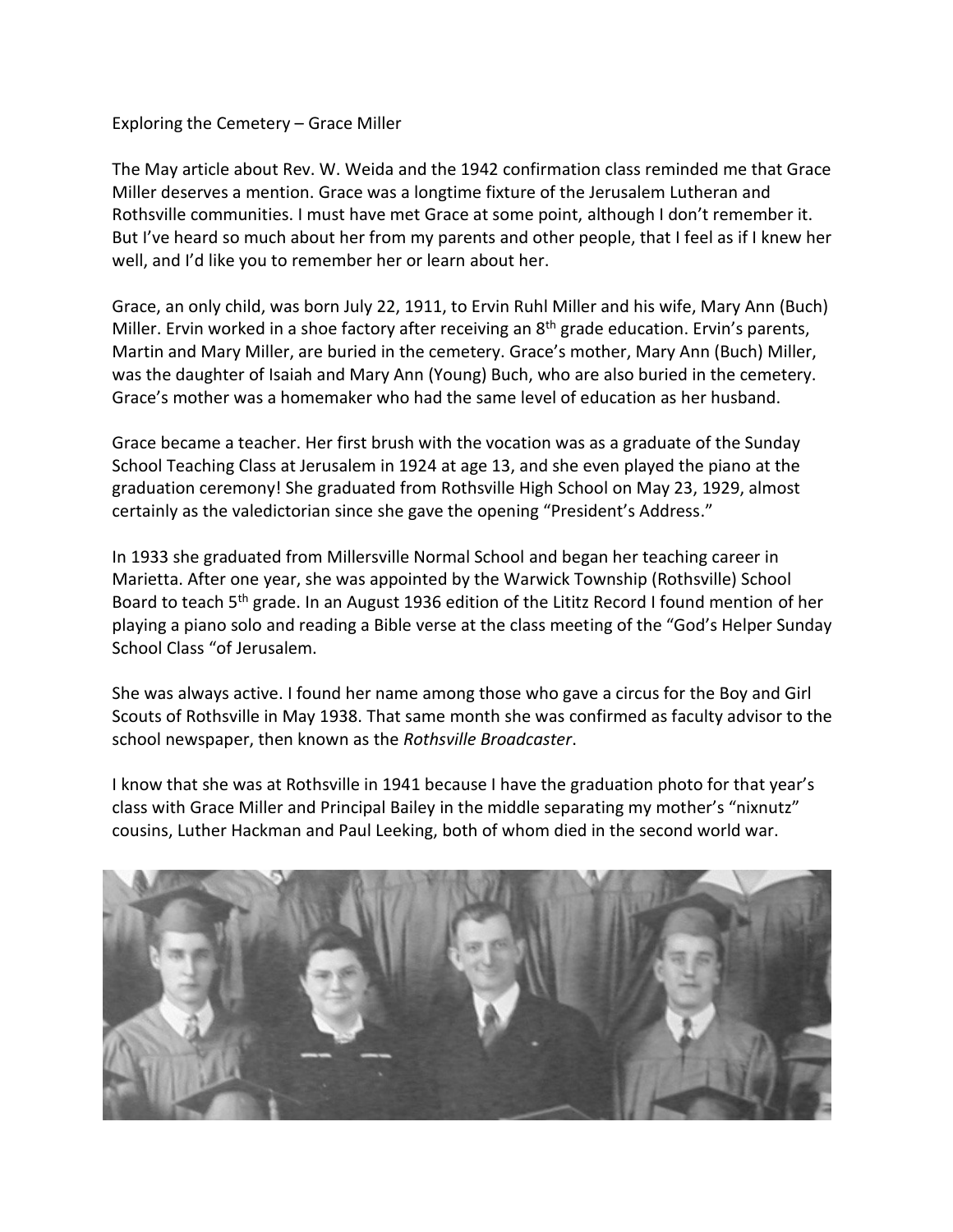Exploring the Cemetery – Grace Miller

The May article about Rev. W. Weida and the 1942 confirmation class reminded me that Grace Miller deserves a mention. Grace was a longtime fixture of the Jerusalem Lutheran and Rothsville communities. I must have met Grace at some point, although I don't remember it. But I've heard so much about her from my parents and other people, that I feel as if I knew her well, and I'd like you to remember her or learn about her.

Grace, an only child, was born July 22, 1911, to Ervin Ruhl Miller and his wife, Mary Ann (Buch) Miller. Ervin worked in a shoe factory after receiving an 8th grade education. Ervin's parents, Martin and Mary Miller, are buried in the cemetery. Grace's mother, Mary Ann (Buch) Miller, was the daughter of Isaiah and Mary Ann (Young) Buch, who are also buried in the cemetery. Grace's mother was a homemaker who had the same level of education as her husband.

Grace became a teacher. Her first brush with the vocation was as a graduate of the Sunday School Teaching Class at Jerusalem in 1924 at age 13, and she even played the piano at the graduation ceremony! She graduated from Rothsville High School on May 23, 1929, almost certainly as the valedictorian since she gave the opening "President's Address."

In 1933 she graduated from Millersville Normal School and began her teaching career in Marietta. After one year, she was appointed by the Warwick Township (Rothsville) School Board to teach 5th grade. In an August 1936 edition of the Lititz Record I found mention of her playing a piano solo and reading a Bible verse at the class meeting of the "God's Helper Sunday School Class "of Jerusalem.

She was always active. I found her name among those who gave a circus for the Boy and Girl Scouts of Rothsville in May 1938. That same month she was confirmed as faculty advisor to the school newspaper, then known as the *Rothsville Broadcaster*.

I know that she was at Rothsville in 1941 because I have the graduation photo for that year's class with Grace Miller and Principal Bailey in the middle separating my mother's "nixnutz" cousins, Luther Hackman and Paul Leeking, both of whom died in the second world war.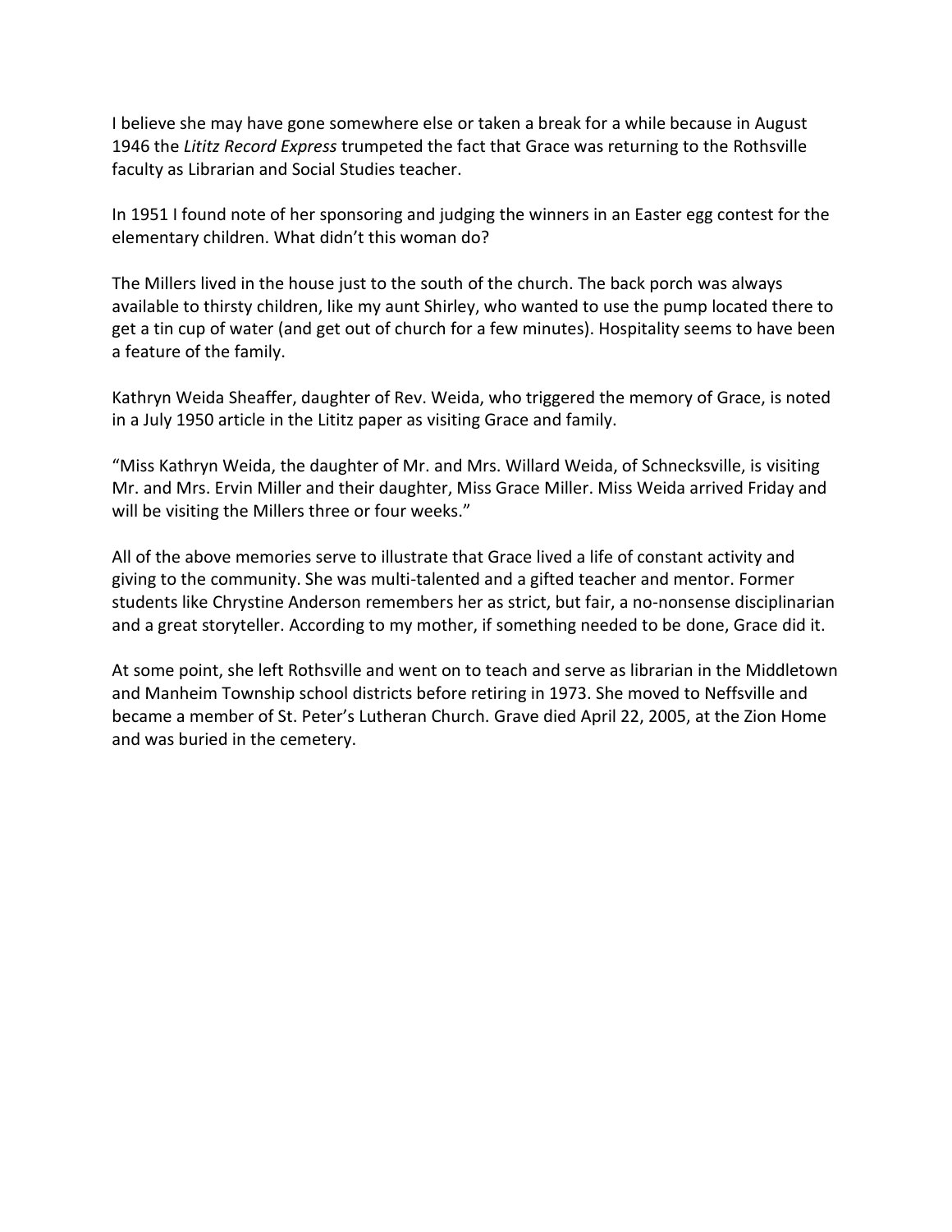I believe she may have gone somewhere else or taken a break for a while because in August 1946 the *Lititz Record Express* trumpeted the fact that Grace was returning to the Rothsville faculty as Librarian and Social Studies teacher.

In 1951 I found note of her sponsoring and judging the winners in an Easter egg contest for the elementary children. What didn't this woman do?

The Millers lived in the house just to the south of the church. The back porch was always available to thirsty children, like my aunt Shirley, who wanted to use the pump located there to get a tin cup of water (and get out of church for a few minutes). Hospitality seems to have been a feature of the family.

Kathryn Weida Sheaffer, daughter of Rev. Weida, who triggered the memory of Grace, is noted in a July 1950 article in the Lititz paper as visiting Grace and family.

"Miss Kathryn Weida, the daughter of Mr. and Mrs. Willard Weida, of Schnecksville, is visiting Mr. and Mrs. Ervin Miller and their daughter, Miss Grace Miller. Miss Weida arrived Friday and will be visiting the Millers three or four weeks."

All of the above memories serve to illustrate that Grace lived a life of constant activity and giving to the community. She was multi-talented and a gifted teacher and mentor. Former students like Chrystine Anderson remembers her as strict, but fair, a no-nonsense disciplinarian and a great storyteller. According to my mother, if something needed to be done, Grace did it.

At some point, she left Rothsville and went on to teach and serve as librarian in the Middletown and Manheim Township school districts before retiring in 1973. She moved to Neffsville and became a member of St. Peter's Lutheran Church. Grave died April 22, 2005, at the Zion Home and was buried in the cemetery.